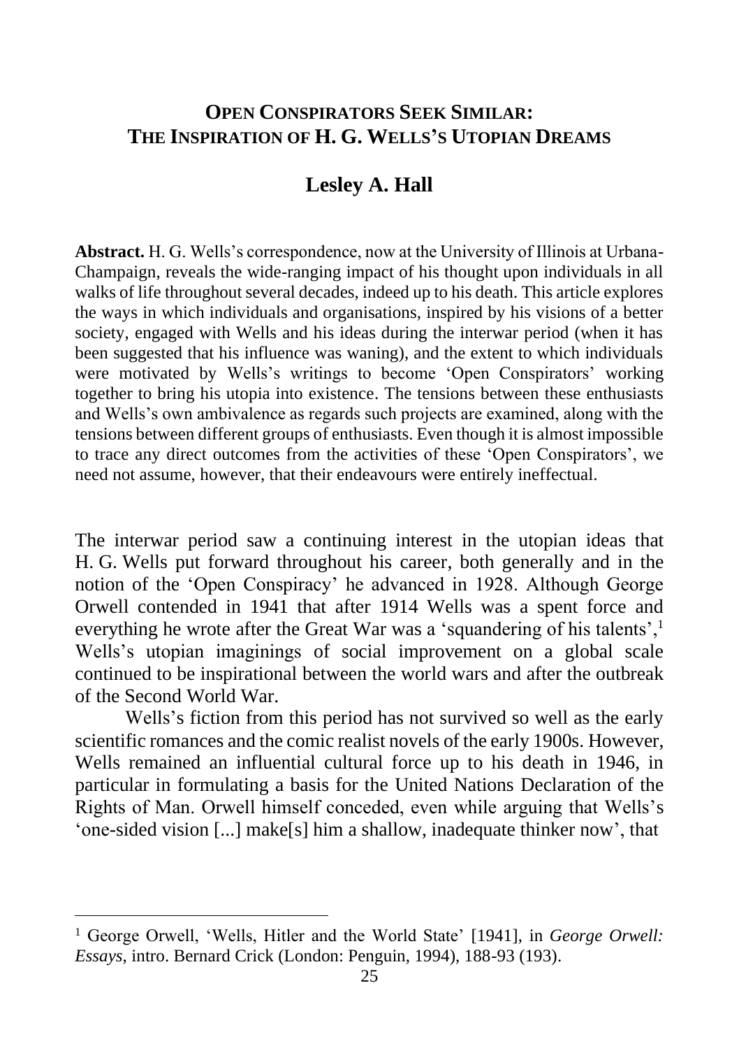# Open Conspirators Seek Similar: The Inspiration of H. G. Wells's Utopian Dreams

## Lesley A. Hall

**Abstract.** H. G. Wells's correspondence, now at the University of Illinois at Urbana-Champaign, reveals the wide-ranging impact of his thought upon individuals in all walks of life throughout several decades, indeed up to his death. This article explores the ways in which individuals and organisations, inspired by his visions of a better society, engaged with Wells and his ideas during the interwar period (when it has been suggested that his influence was waning), and the extent to which individuals were motivated by Wells's writings to become 'Open Conspirators' working together to bring his utopia into existence. The tensions between these enthusiasts and Wells's own ambivalence as regards such projects are examined, along with the tensions between different groups of enthusiasts. Even though it is almost impossible to trace any direct outcomes from the activities of these 'Open Conspirators', we need not assume, however, that their endeavours were entirely ineffectual.

The interwar period saw a continuing interest in the utopian ideas that H. G. Wells put forward throughout his career, both generally and in the notion of the 'Open Conspiracy' he advanced in 1928. Although George Orwell contended in 1941 that after 1914 Wells was a spent force and everything he wrote after the Great War was a 'squandering of his talents',[1] Wells's utopian imaginings of social improvement on a global scale continued to be inspirational between the world wars and after the outbreak of the Second World War.

Wells's fiction from this period has not survived so well as the early scientific romances and the comic realist novels of the early 1900s. However, Wells remained an influential cultural force up to his death in 1946, in particular in formulating a basis for the United Nations Declaration of the Rights of Man. Orwell himself conceded, even while arguing that Wells's 'one-sided vision [...] make[s] him a shallow, inadequate thinker now', that

[1] George Orwell, 'Wells, Hitler and the World State' [1941], in *George Orwell: Essays*, intro. Bernard Crick (London: Penguin, 1994), 188-93 (193).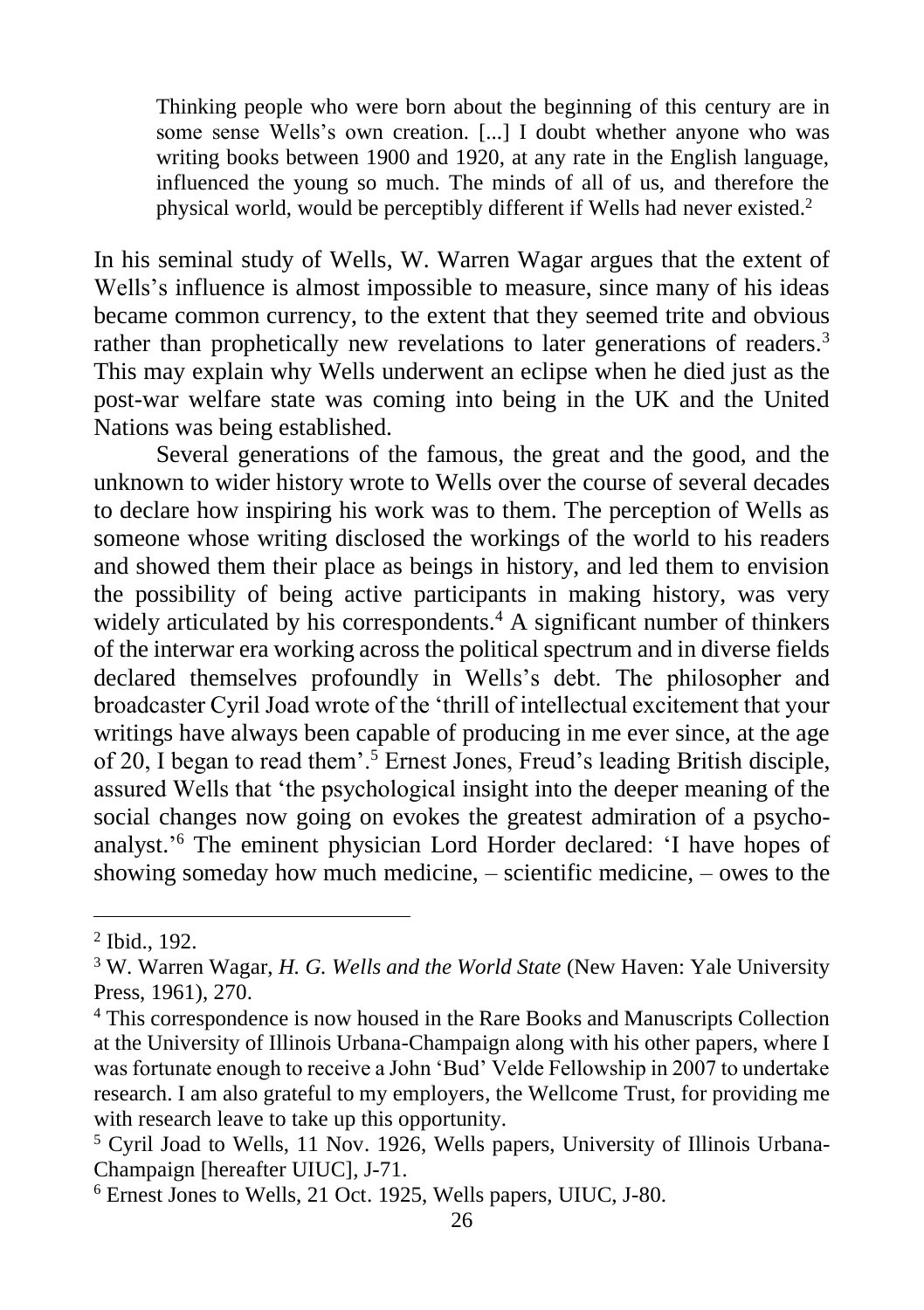> Thinking people who were born about the beginning of this century are in some sense Wells's own creation. [...] I doubt whether anyone who was writing books between 1900 and 1920, at any rate in the English language, influenced the young so much. The minds of all of us, and therefore the physical world, would be perceptibly different if Wells had never existed.[2]

In his seminal study of Wells, W. Warren Wagar argues that the extent of Wells's influence is almost impossible to measure, since many of his ideas became common currency, to the extent that they seemed trite and obvious rather than prophetically new revelations to later generations of readers.[3] This may explain why Wells underwent an eclipse when he died just as the post-war welfare state was coming into being in the UK and the United Nations was being established.

Several generations of the famous, the great and the good, and the unknown to wider history wrote to Wells over the course of several decades to declare how inspiring his work was to them. The perception of Wells as someone whose writing disclosed the workings of the world to his readers and showed them their place as beings in history, and led them to envision the possibility of being active participants in making history, was very widely articulated by his correspondents.[4] A significant number of thinkers of the interwar era working across the political spectrum and in diverse fields declared themselves profoundly in Wells's debt. The philosopher and broadcaster Cyril Joad wrote of the 'thrill of intellectual excitement that your writings have always been capable of producing in me ever since, at the age of 20, I began to read them'.[5] Ernest Jones, Freud's leading British disciple, assured Wells that 'the psychological insight into the deeper meaning of the social changes now going on evokes the greatest admiration of a psycho-analyst.'[6] The eminent physician Lord Horder declared: 'I have hopes of showing someday how much medicine, – scientific medicine, – owes to the

---

[2] Ibid., 192.

[3] W. Warren Wagar, *H. G. Wells and the World State* (New Haven: Yale University Press, 1961), 270.

[4] This correspondence is now housed in the Rare Books and Manuscripts Collection at the University of Illinois Urbana-Champaign along with his other papers, where I was fortunate enough to receive a John 'Bud' Velde Fellowship in 2007 to undertake research. I am also grateful to my employers, the Wellcome Trust, for providing me with research leave to take up this opportunity.

[5] Cyril Joad to Wells, 11 Nov. 1926, Wells papers, University of Illinois Urbana-Champaign [hereafter UIUC], J-71.

[6] Ernest Jones to Wells, 21 Oct. 1925, Wells papers, UIUC, J-80.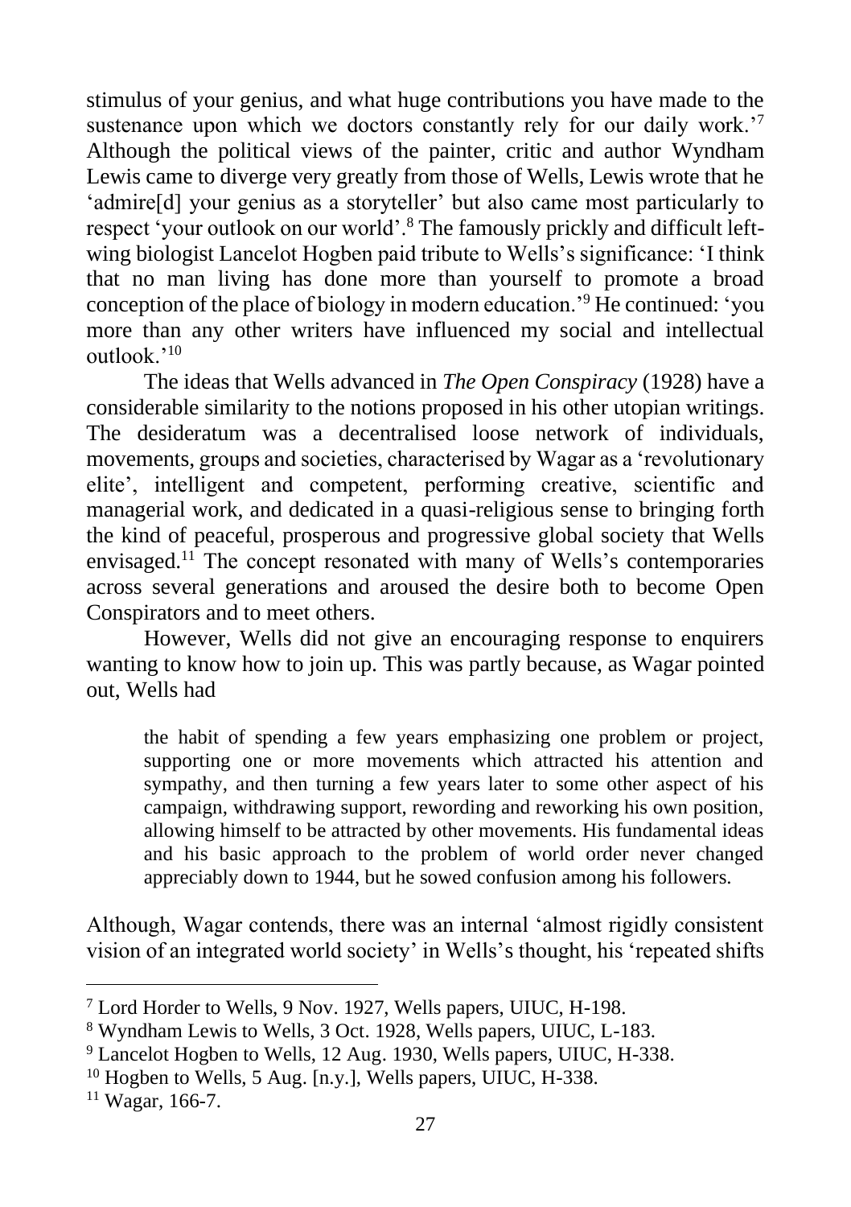stimulus of your genius, and what huge contributions you have made to the sustenance upon which we doctors constantly rely for our daily work.'[7] Although the political views of the painter, critic and author Wyndham Lewis came to diverge very greatly from those of Wells, Lewis wrote that he 'admire[d] your genius as a storyteller' but also came most particularly to respect 'your outlook on our world'.[8] The famously prickly and difficult left-wing biologist Lancelot Hogben paid tribute to Wells's significance: 'I think that no man living has done more than yourself to promote a broad conception of the place of biology in modern education.'[9] He continued: 'you more than any other writers have influenced my social and intellectual outlook.'[10]

The ideas that Wells advanced in *The Open Conspiracy* (1928) have a considerable similarity to the notions proposed in his other utopian writings. The desideratum was a decentralised loose network of individuals, movements, groups and societies, characterised by Wagar as a 'revolutionary elite', intelligent and competent, performing creative, scientific and managerial work, and dedicated in a quasi-religious sense to bringing forth the kind of peaceful, prosperous and progressive global society that Wells envisaged.[11] The concept resonated with many of Wells's contemporaries across several generations and aroused the desire both to become Open Conspirators and to meet others.

However, Wells did not give an encouraging response to enquirers wanting to know how to join up. This was partly because, as Wagar pointed out, Wells had

> the habit of spending a few years emphasizing one problem or project, supporting one or more movements which attracted his attention and sympathy, and then turning a few years later to some other aspect of his campaign, withdrawing support, rewording and reworking his own position, allowing himself to be attracted by other movements. His fundamental ideas and his basic approach to the problem of world order never changed appreciably down to 1944, but he sowed confusion among his followers.

Although, Wagar contends, there was an internal 'almost rigidly consistent vision of an integrated world society' in Wells's thought, his 'repeated shifts

---

[7] Lord Horder to Wells, 9 Nov. 1927, Wells papers, UIUC, H-198.

[8] Wyndham Lewis to Wells, 3 Oct. 1928, Wells papers, UIUC, L-183.

[9] Lancelot Hogben to Wells, 12 Aug. 1930, Wells papers, UIUC, H-338.

[10] Hogben to Wells, 5 Aug. [n.y.], Wells papers, UIUC, H-338.

[11] Wagar, 166-7.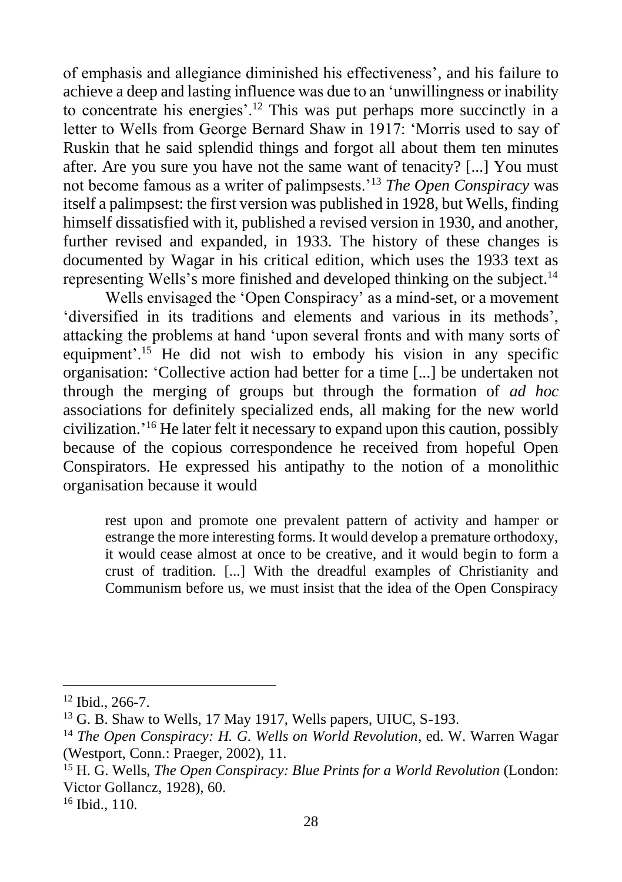of emphasis and allegiance diminished his effectiveness', and his failure to achieve a deep and lasting influence was due to an 'unwillingness or inability to concentrate his energies'.[12] This was put perhaps more succinctly in a letter to Wells from George Bernard Shaw in 1917: 'Morris used to say of Ruskin that he said splendid things and forgot all about them ten minutes after. Are you sure you have not the same want of tenacity? [...] You must not become famous as a writer of palimpsests.'[13] *The Open Conspiracy* was itself a palimpsest: the first version was published in 1928, but Wells, finding himself dissatisfied with it, published a revised version in 1930, and another, further revised and expanded, in 1933. The history of these changes is documented by Wagar in his critical edition, which uses the 1933 text as representing Wells's more finished and developed thinking on the subject.[14]

Wells envisaged the 'Open Conspiracy' as a mind-set, or a movement 'diversified in its traditions and elements and various in its methods', attacking the problems at hand 'upon several fronts and with many sorts of equipment'.[15] He did not wish to embody his vision in any specific organisation: 'Collective action had better for a time [...] be undertaken not through the merging of groups but through the formation of *ad hoc* associations for definitely specialized ends, all making for the new world civilization.'[16] He later felt it necessary to expand upon this caution, possibly because of the copious correspondence he received from hopeful Open Conspirators. He expressed his antipathy to the notion of a monolithic organisation because it would

> rest upon and promote one prevalent pattern of activity and hamper or estrange the more interesting forms. It would develop a premature orthodoxy, it would cease almost at once to be creative, and it would begin to form a crust of tradition. [...] With the dreadful examples of Christianity and Communism before us, we must insist that the idea of the Open Conspiracy

---

[12] Ibid., 266-7.

[13] G. B. Shaw to Wells, 17 May 1917, Wells papers, UIUC, S-193.

[14] *The Open Conspiracy: H. G. Wells on World Revolution*, ed. W. Warren Wagar (Westport, Conn.: Praeger, 2002), 11.

[15] H. G. Wells, *The Open Conspiracy: Blue Prints for a World Revolution* (London: Victor Gollancz, 1928), 60.

[16] Ibid., 110.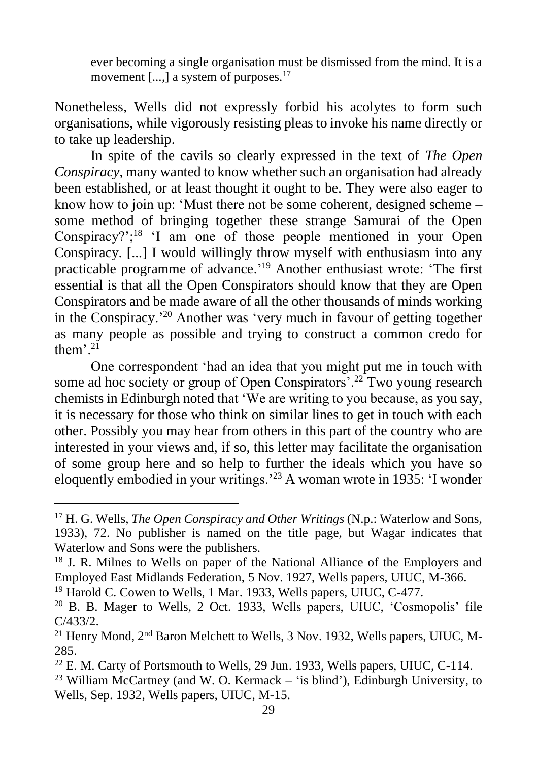> ever becoming a single organisation must be dismissed from the mind. It is a movement [...,] a system of purposes.[17]

Nonetheless, Wells did not expressly forbid his acolytes to form such organisations, while vigorously resisting pleas to invoke his name directly or to take up leadership.

In spite of the cavils so clearly expressed in the text of *The Open Conspiracy*, many wanted to know whether such an organisation had already been established, or at least thought it ought to be. They were also eager to know how to join up: 'Must there not be some coherent, designed scheme – some method of bringing together these strange Samurai of the Open Conspiracy?';[18] 'I am one of those people mentioned in your Open Conspiracy. [...] I would willingly throw myself with enthusiasm into any practicable programme of advance.'[19] Another enthusiast wrote: 'The first essential is that all the Open Conspirators should know that they are Open Conspirators and be made aware of all the other thousands of minds working in the Conspiracy.'[20] Another was 'very much in favour of getting together as many people as possible and trying to construct a common credo for them'.[21]

One correspondent 'had an idea that you might put me in touch with some ad hoc society or group of Open Conspirators'.[22] Two young research chemists in Edinburgh noted that 'We are writing to you because, as you say, it is necessary for those who think on similar lines to get in touch with each other. Possibly you may hear from others in this part of the country who are interested in your views and, if so, this letter may facilitate the organisation of some group here and so help to further the ideals which you have so eloquently embodied in your writings.'[23] A woman wrote in 1935: 'I wonder

---

[17] H. G. Wells, *The Open Conspiracy and Other Writings* (N.p.: Waterlow and Sons, 1933), 72. No publisher is named on the title page, but Wagar indicates that Waterlow and Sons were the publishers.

[18] J. R. Milnes to Wells on paper of the National Alliance of the Employers and Employed East Midlands Federation, 5 Nov. 1927, Wells papers, UIUC, M-366.

[19] Harold C. Cowen to Wells, 1 Mar. 1933, Wells papers, UIUC, C-477.

[20] B. B. Mager to Wells, 2 Oct. 1933, Wells papers, UIUC, 'Cosmopolis' file C/433/2.

[21] Henry Mond, 2nd Baron Melchett to Wells, 3 Nov. 1932, Wells papers, UIUC, M-285.

[22] E. M. Carty of Portsmouth to Wells, 29 Jun. 1933, Wells papers, UIUC, C-114.

[23] William McCartney (and W. O. Kermack – 'is blind'), Edinburgh University, to Wells, Sep. 1932, Wells papers, UIUC, M-15.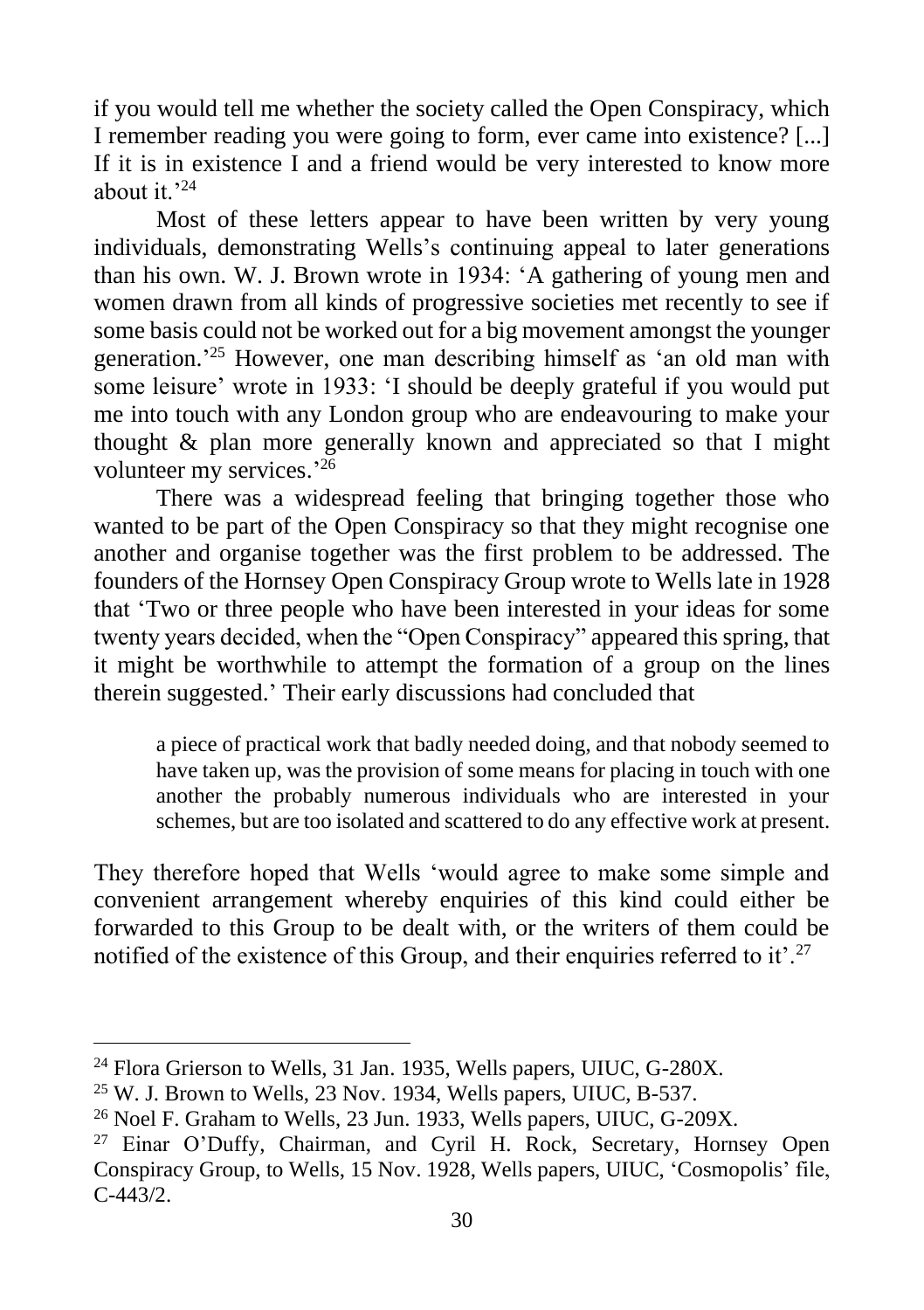if you would tell me whether the society called the Open Conspiracy, which I remember reading you were going to form, ever came into existence? [...] If it is in existence I and a friend would be very interested to know more about it.'[24]

Most of these letters appear to have been written by very young individuals, demonstrating Wells's continuing appeal to later generations than his own. W. J. Brown wrote in 1934: 'A gathering of young men and women drawn from all kinds of progressive societies met recently to see if some basis could not be worked out for a big movement amongst the younger generation.'[25] However, one man describing himself as 'an old man with some leisure' wrote in 1933: 'I should be deeply grateful if you would put me into touch with any London group who are endeavouring to make your thought & plan more generally known and appreciated so that I might volunteer my services.'[26]

There was a widespread feeling that bringing together those who wanted to be part of the Open Conspiracy so that they might recognise one another and organise together was the first problem to be addressed. The founders of the Hornsey Open Conspiracy Group wrote to Wells late in 1928 that 'Two or three people who have been interested in your ideas for some twenty years decided, when the "Open Conspiracy" appeared this spring, that it might be worthwhile to attempt the formation of a group on the lines therein suggested.' Their early discussions had concluded that

> a piece of practical work that badly needed doing, and that nobody seemed to have taken up, was the provision of some means for placing in touch with one another the probably numerous individuals who are interested in your schemes, but are too isolated and scattered to do any effective work at present.

They therefore hoped that Wells 'would agree to make some simple and convenient arrangement whereby enquiries of this kind could either be forwarded to this Group to be dealt with, or the writers of them could be notified of the existence of this Group, and their enquiries referred to it'.[27]

---

[24] Flora Grierson to Wells, 31 Jan. 1935, Wells papers, UIUC, G-280X.

[25] W. J. Brown to Wells, 23 Nov. 1934, Wells papers, UIUC, B-537.

[26] Noel F. Graham to Wells, 23 Jun. 1933, Wells papers, UIUC, G-209X.

[27] Einar O'Duffy, Chairman, and Cyril H. Rock, Secretary, Hornsey Open Conspiracy Group, to Wells, 15 Nov. 1928, Wells papers, UIUC, 'Cosmopolis' file, C-443/2.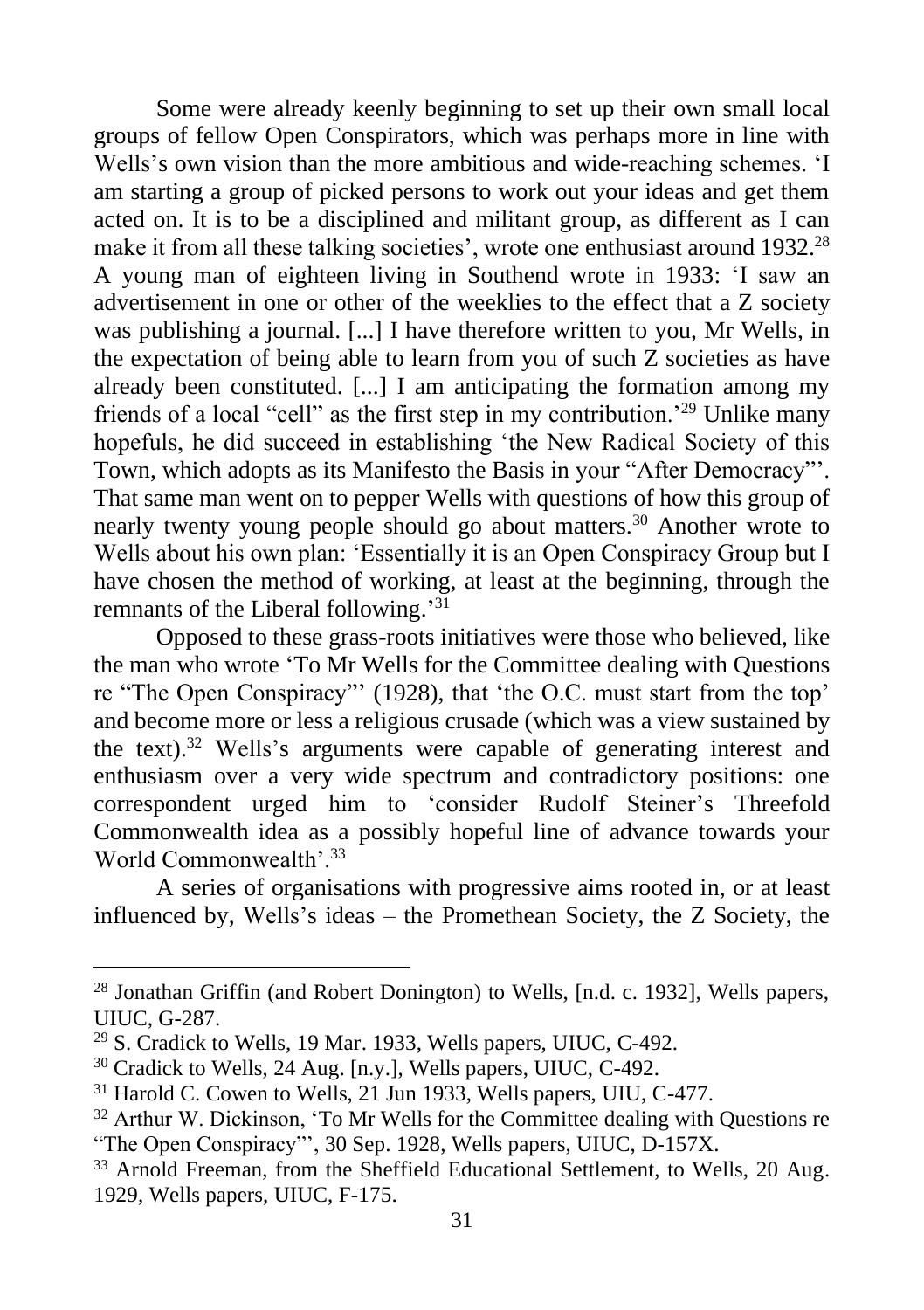Some were already keenly beginning to set up their own small local groups of fellow Open Conspirators, which was perhaps more in line with Wells's own vision than the more ambitious and wide-reaching schemes. 'I am starting a group of picked persons to work out your ideas and get them acted on. It is to be a disciplined and militant group, as different as I can make it from all these talking societies', wrote one enthusiast around 1932.[28] A young man of eighteen living in Southend wrote in 1933: 'I saw an advertisement in one or other of the weeklies to the effect that a Z society was publishing a journal. [...] I have therefore written to you, Mr Wells, in the expectation of being able to learn from you of such Z societies as have already been constituted. [...] I am anticipating the formation among my friends of a local "cell" as the first step in my contribution.'[29] Unlike many hopefuls, he did succeed in establishing 'the New Radical Society of this Town, which adopts as its Manifesto the Basis in your "After Democracy"'. That same man went on to pepper Wells with questions of how this group of nearly twenty young people should go about matters.[30] Another wrote to Wells about his own plan: 'Essentially it is an Open Conspiracy Group but I have chosen the method of working, at least at the beginning, through the remnants of the Liberal following.'[31]

Opposed to these grass-roots initiatives were those who believed, like the man who wrote 'To Mr Wells for the Committee dealing with Questions re "The Open Conspiracy"' (1928), that 'the O.C. must start from the top' and become more or less a religious crusade (which was a view sustained by the text).[32] Wells's arguments were capable of generating interest and enthusiasm over a very wide spectrum and contradictory positions: one correspondent urged him to 'consider Rudolf Steiner's Threefold Commonwealth idea as a possibly hopeful line of advance towards your World Commonwealth'.[33]

A series of organisations with progressive aims rooted in, or at least influenced by, Wells's ideas – the Promethean Society, the Z Society, the

---

[28] Jonathan Griffin (and Robert Donington) to Wells, [n.d. c. 1932], Wells papers, UIUC, G-287.

[29] S. Cradick to Wells, 19 Mar. 1933, Wells papers, UIUC, C-492.

[30] Cradick to Wells, 24 Aug. [n.y.], Wells papers, UIUC, C-492.

[31] Harold C. Cowen to Wells, 21 Jun 1933, Wells papers, UIU, C-477.

[32] Arthur W. Dickinson, 'To Mr Wells for the Committee dealing with Questions re "The Open Conspiracy"', 30 Sep. 1928, Wells papers, UIUC, D-157X.

[33] Arnold Freeman, from the Sheffield Educational Settlement, to Wells, 20 Aug. 1929, Wells papers, UIUC, F-175.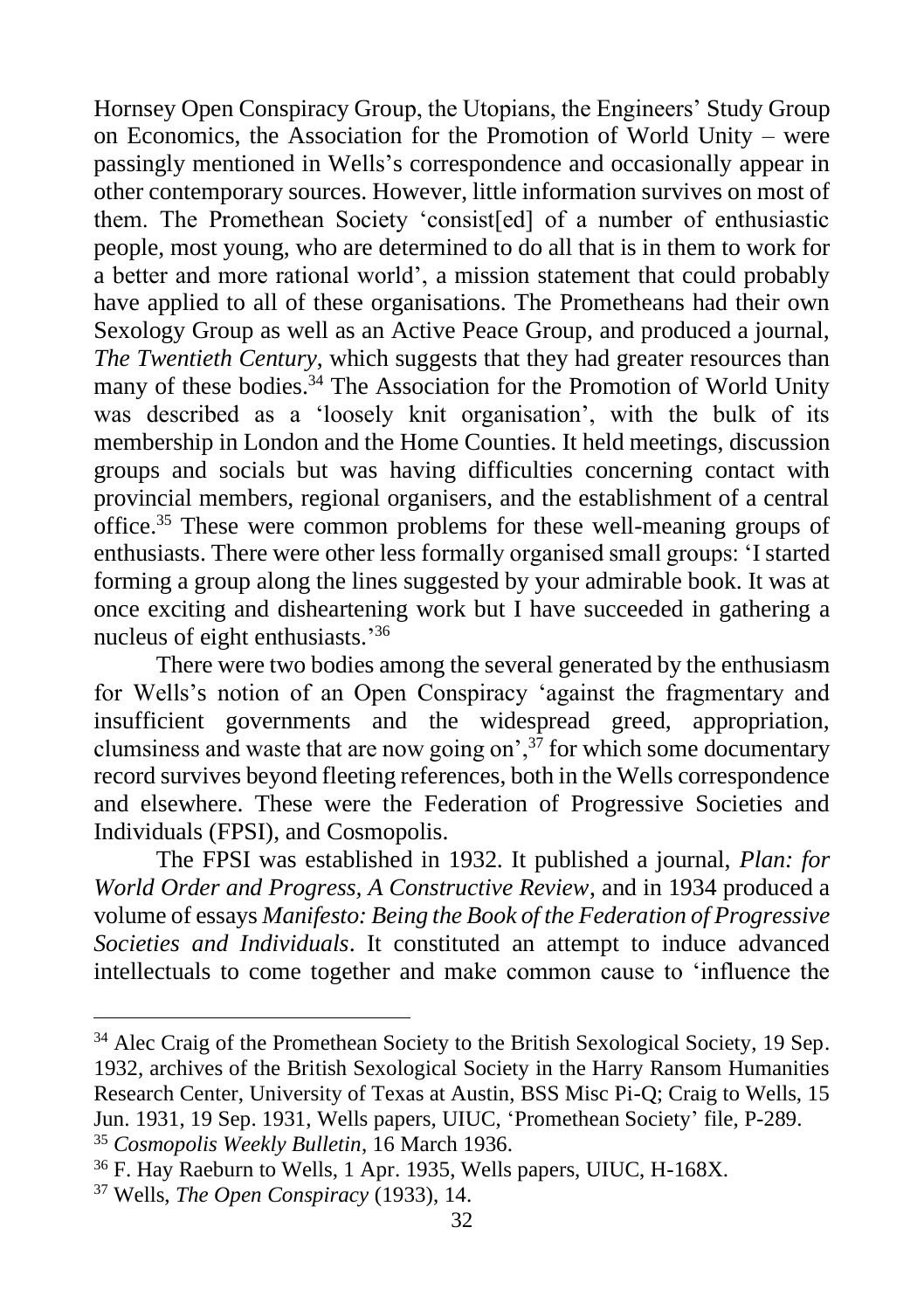Hornsey Open Conspiracy Group, the Utopians, the Engineers' Study Group on Economics, the Association for the Promotion of World Unity – were passingly mentioned in Wells's correspondence and occasionally appear in other contemporary sources. However, little information survives on most of them. The Promethean Society 'consist[ed] of a number of enthusiastic people, most young, who are determined to do all that is in them to work for a better and more rational world', a mission statement that could probably have applied to all of these organisations. The Prometheans had their own Sexology Group as well as an Active Peace Group, and produced a journal, *The Twentieth Century*, which suggests that they had greater resources than many of these bodies.[34] The Association for the Promotion of World Unity was described as a 'loosely knit organisation', with the bulk of its membership in London and the Home Counties. It held meetings, discussion groups and socials but was having difficulties concerning contact with provincial members, regional organisers, and the establishment of a central office.[35] These were common problems for these well-meaning groups of enthusiasts. There were other less formally organised small groups: 'I started forming a group along the lines suggested by your admirable book. It was at once exciting and disheartening work but I have succeeded in gathering a nucleus of eight enthusiasts.'[36]

There were two bodies among the several generated by the enthusiasm for Wells's notion of an Open Conspiracy 'against the fragmentary and insufficient governments and the widespread greed, appropriation, clumsiness and waste that are now going on',[37] for which some documentary record survives beyond fleeting references, both in the Wells correspondence and elsewhere. These were the Federation of Progressive Societies and Individuals (FPSI), and Cosmopolis.

The FPSI was established in 1932. It published a journal, *Plan: for World Order and Progress, A Constructive Review*, and in 1934 produced a volume of essays *Manifesto: Being the Book of the Federation of Progressive Societies and Individuals*. It constituted an attempt to induce advanced intellectuals to come together and make common cause to 'influence the

---

[34] Alec Craig of the Promethean Society to the British Sexological Society, 19 Sep. 1932, archives of the British Sexological Society in the Harry Ransom Humanities Research Center, University of Texas at Austin, BSS Misc Pi-Q; Craig to Wells, 15 Jun. 1931, 19 Sep. 1931, Wells papers, UIUC, 'Promethean Society' file, P-289.

[35] *Cosmopolis Weekly Bulletin*, 16 March 1936.

[36] F. Hay Raeburn to Wells, 1 Apr. 1935, Wells papers, UIUC, H-168X.

[37] Wells, *The Open Conspiracy* (1933), 14.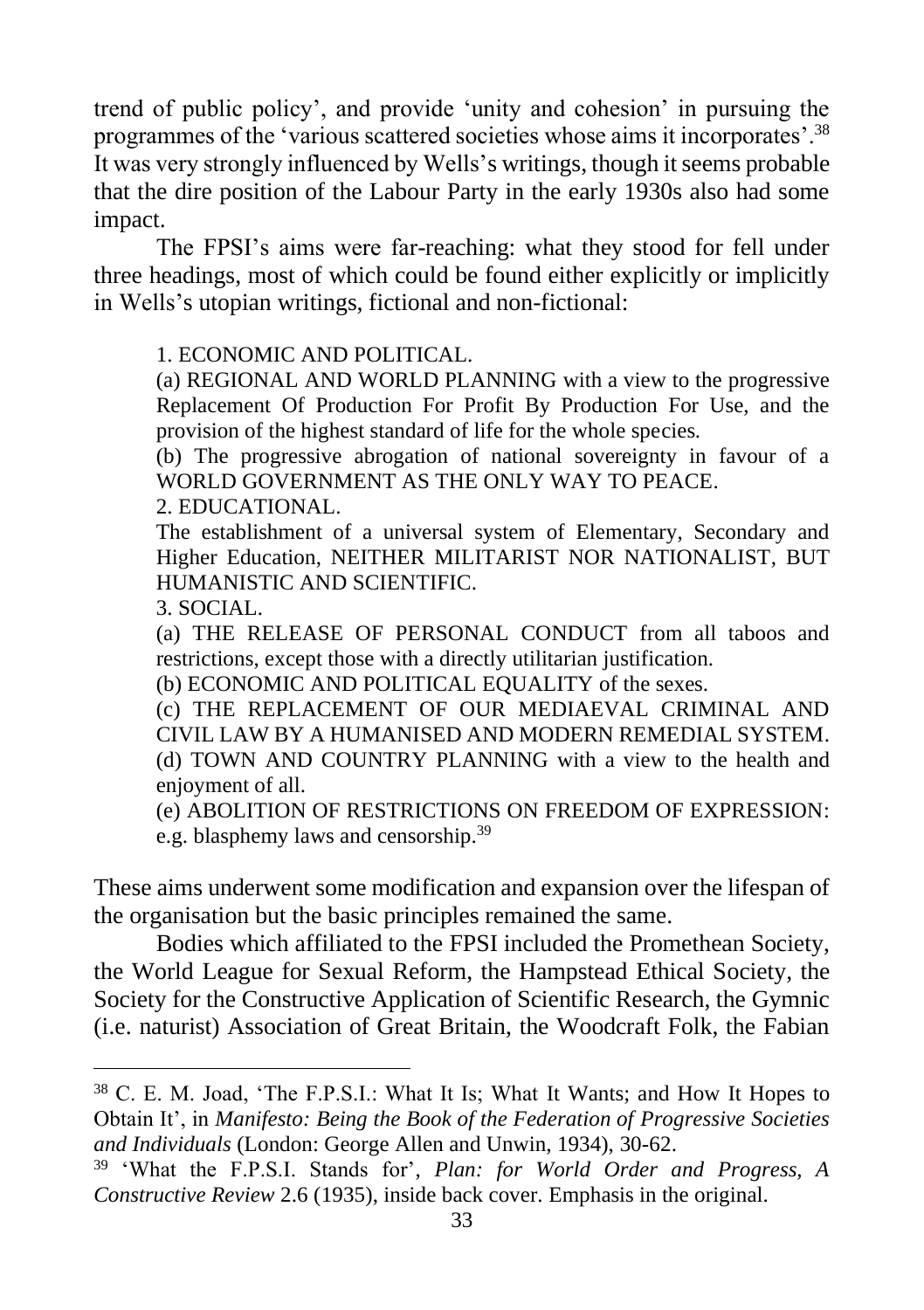trend of public policy', and provide 'unity and cohesion' in pursuing the programmes of the 'various scattered societies whose aims it incorporates'.[38] It was very strongly influenced by Wells's writings, though it seems probable that the dire position of the Labour Party in the early 1930s also had some impact.

The FPSI's aims were far-reaching: what they stood for fell under three headings, most of which could be found either explicitly or implicitly in Wells's utopian writings, fictional and non-fictional:

> 1. ECONOMIC AND POLITICAL.
>
> (a) REGIONAL AND WORLD PLANNING with a view to the progressive Replacement Of Production For Profit By Production For Use, and the provision of the highest standard of life for the whole species.
>
> (b) The progressive abrogation of national sovereignty in favour of a WORLD GOVERNMENT AS THE ONLY WAY TO PEACE.
>
> 2. EDUCATIONAL.
>
> The establishment of a universal system of Elementary, Secondary and Higher Education, NEITHER MILITARIST NOR NATIONALIST, BUT HUMANISTIC AND SCIENTIFIC.
>
> 3. SOCIAL.
>
> (a) THE RELEASE OF PERSONAL CONDUCT from all taboos and restrictions, except those with a directly utilitarian justification.
>
> (b) ECONOMIC AND POLITICAL EQUALITY of the sexes.
>
> (c) THE REPLACEMENT OF OUR MEDIAEVAL CRIMINAL AND CIVIL LAW BY A HUMANISED AND MODERN REMEDIAL SYSTEM.
>
> (d) TOWN AND COUNTRY PLANNING with a view to the health and enjoyment of all.
>
> (e) ABOLITION OF RESTRICTIONS ON FREEDOM OF EXPRESSION: e.g. blasphemy laws and censorship.[39]

These aims underwent some modification and expansion over the lifespan of the organisation but the basic principles remained the same.

Bodies which affiliated to the FPSI included the Promethean Society, the World League for Sexual Reform, the Hampstead Ethical Society, the Society for the Constructive Application of Scientific Research, the Gymnic (i.e. naturist) Association of Great Britain, the Woodcraft Folk, the Fabian

---

[38] C. E. M. Joad, 'The F.P.S.I.: What It Is; What It Wants; and How It Hopes to Obtain It', in *Manifesto: Being the Book of the Federation of Progressive Societies and Individuals* (London: George Allen and Unwin, 1934), 30-62.

[39] 'What the F.P.S.I. Stands for', *Plan: for World Order and Progress, A Constructive Review* 2.6 (1935), inside back cover. Emphasis in the original.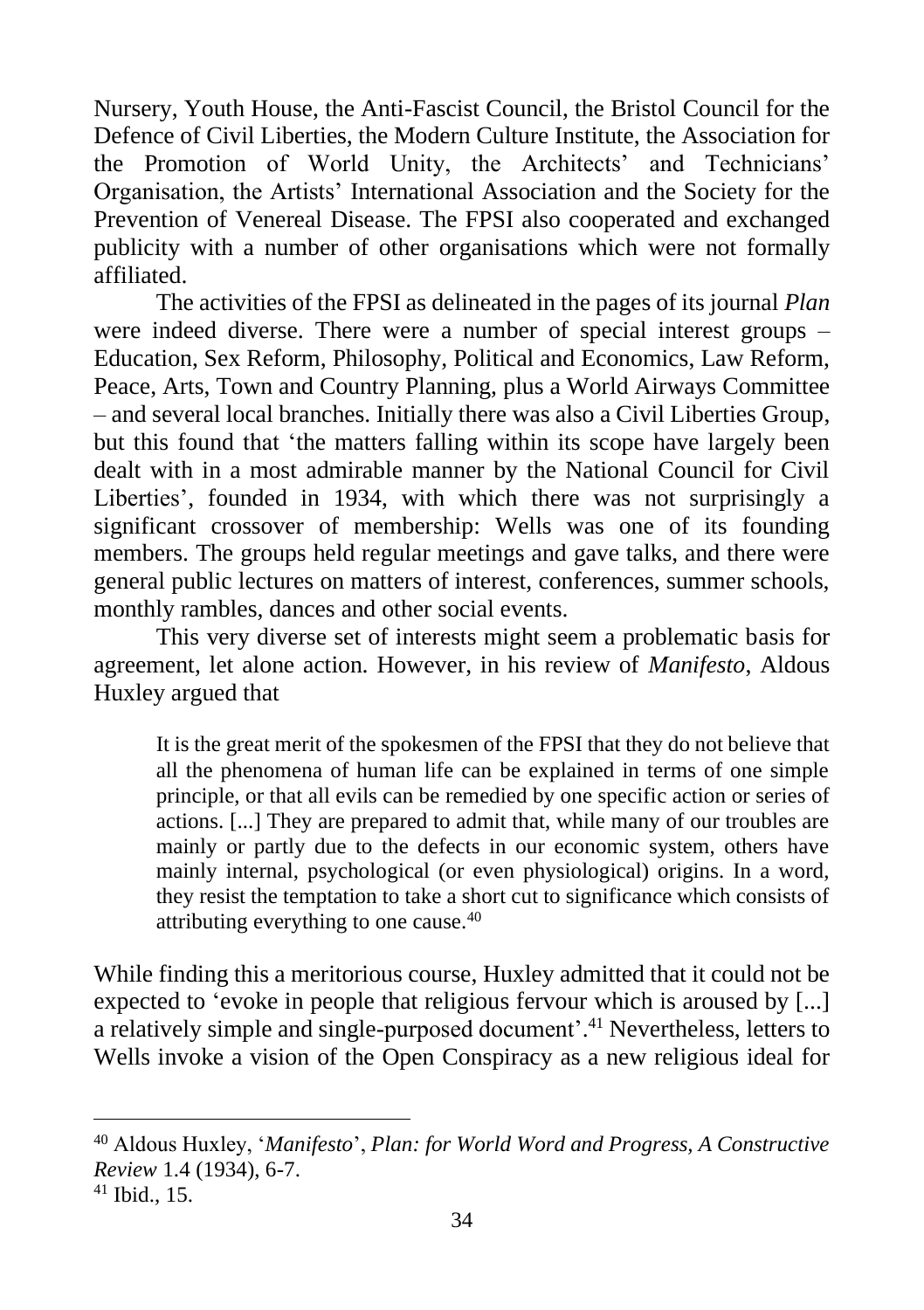Nursery, Youth House, the Anti-Fascist Council, the Bristol Council for the Defence of Civil Liberties, the Modern Culture Institute, the Association for the Promotion of World Unity, the Architects' and Technicians' Organisation, the Artists' International Association and the Society for the Prevention of Venereal Disease. The FPSI also cooperated and exchanged publicity with a number of other organisations which were not formally affiliated.

The activities of the FPSI as delineated in the pages of its journal *Plan* were indeed diverse. There were a number of special interest groups – Education, Sex Reform, Philosophy, Political and Economics, Law Reform, Peace, Arts, Town and Country Planning, plus a World Airways Committee – and several local branches. Initially there was also a Civil Liberties Group, but this found that 'the matters falling within its scope have largely been dealt with in a most admirable manner by the National Council for Civil Liberties', founded in 1934, with which there was not surprisingly a significant crossover of membership: Wells was one of its founding members. The groups held regular meetings and gave talks, and there were general public lectures on matters of interest, conferences, summer schools, monthly rambles, dances and other social events.

This very diverse set of interests might seem a problematic basis for agreement, let alone action. However, in his review of *Manifesto*, Aldous Huxley argued that

> It is the great merit of the spokesmen of the FPSI that they do not believe that all the phenomena of human life can be explained in terms of one simple principle, or that all evils can be remedied by one specific action or series of actions. [...] They are prepared to admit that, while many of our troubles are mainly or partly due to the defects in our economic system, others have mainly internal, psychological (or even physiological) origins. In a word, they resist the temptation to take a short cut to significance which consists of attributing everything to one cause.[40]

While finding this a meritorious course, Huxley admitted that it could not be expected to 'evoke in people that religious fervour which is aroused by [...] a relatively simple and single-purposed document'.[41] Nevertheless, letters to Wells invoke a vision of the Open Conspiracy as a new religious ideal for

---

[40] Aldous Huxley, '*Manifesto*', *Plan: for World Word and Progress, A Constructive Review* 1.4 (1934), 6-7.

[41] Ibid., 15.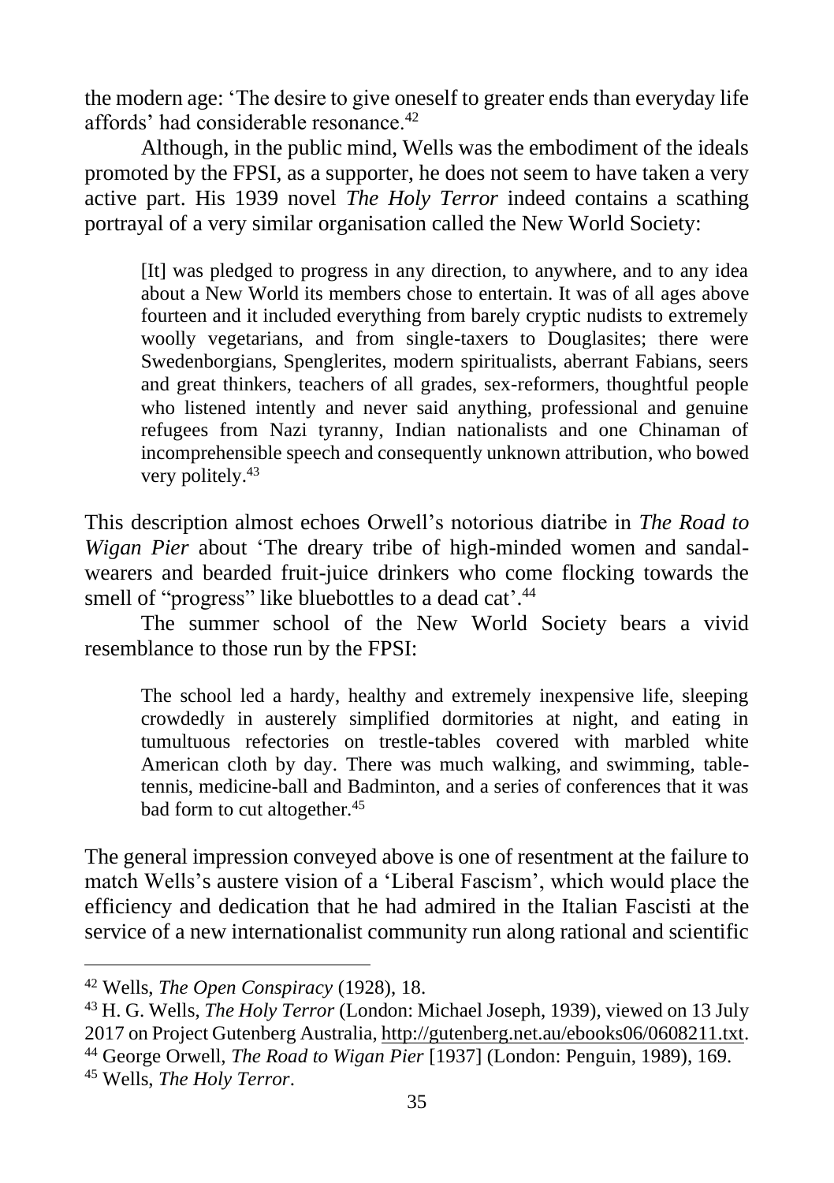the modern age: 'The desire to give oneself to greater ends than everyday life affords' had considerable resonance.[42]

Although, in the public mind, Wells was the embodiment of the ideals promoted by the FPSI, as a supporter, he does not seem to have taken a very active part. His 1939 novel *The Holy Terror* indeed contains a scathing portrayal of a very similar organisation called the New World Society:

> [It] was pledged to progress in any direction, to anywhere, and to any idea about a New World its members chose to entertain. It was of all ages above fourteen and it included everything from barely cryptic nudists to extremely woolly vegetarians, and from single-taxers to Douglasites; there were Swedenborgians, Spenglerites, modern spiritualists, aberrant Fabians, seers and great thinkers, teachers of all grades, sex-reformers, thoughtful people who listened intently and never said anything, professional and genuine refugees from Nazi tyranny, Indian nationalists and one Chinaman of incomprehensible speech and consequently unknown attribution, who bowed very politely.[43]

This description almost echoes Orwell's notorious diatribe in *The Road to Wigan Pier* about 'The dreary tribe of high-minded women and sandal-wearers and bearded fruit-juice drinkers who come flocking towards the smell of "progress" like bluebottles to a dead cat'.[44]

The summer school of the New World Society bears a vivid resemblance to those run by the FPSI:

> The school led a hardy, healthy and extremely inexpensive life, sleeping crowdedly in austerely simplified dormitories at night, and eating in tumultuous refectories on trestle-tables covered with marbled white American cloth by day. There was much walking, and swimming, table-tennis, medicine-ball and Badminton, and a series of conferences that it was bad form to cut altogether.[45]

The general impression conveyed above is one of resentment at the failure to match Wells's austere vision of a 'Liberal Fascism', which would place the efficiency and dedication that he had admired in the Italian Fascisti at the service of a new internationalist community run along rational and scientific

---

[42] Wells, *The Open Conspiracy* (1928), 18.

[43] H. G. Wells, *The Holy Terror* (London: Michael Joseph, 1939), viewed on 13 July 2017 on Project Gutenberg Australia, http://gutenberg.net.au/ebooks06/0608211.txt.

[44] George Orwell, *The Road to Wigan Pier* [1937] (London: Penguin, 1989), 169.

[45] Wells, *The Holy Terror*.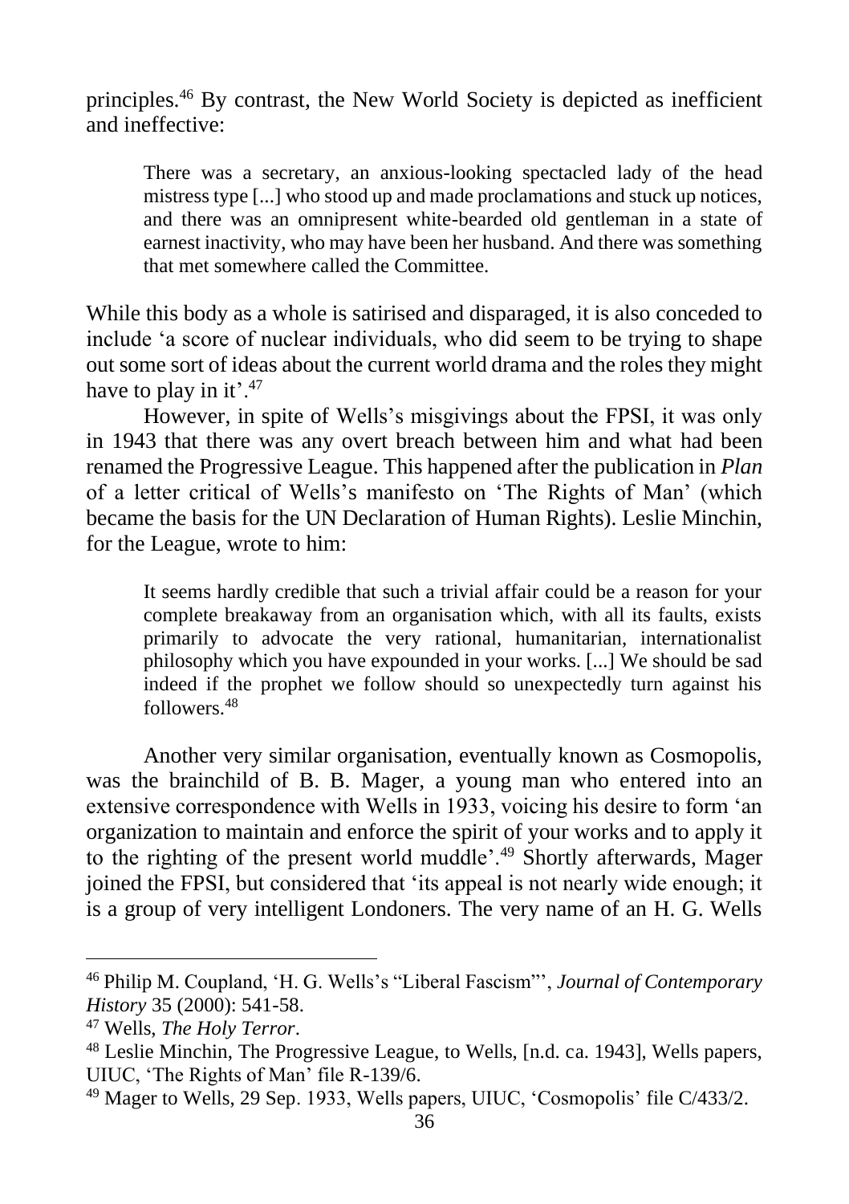principles.[46] By contrast, the New World Society is depicted as inefficient and ineffective:

> There was a secretary, an anxious-looking spectacled lady of the head mistress type [...] who stood up and made proclamations and stuck up notices, and there was an omnipresent white-bearded old gentleman in a state of earnest inactivity, who may have been her husband. And there was something that met somewhere called the Committee.

While this body as a whole is satirised and disparaged, it is also conceded to include 'a score of nuclear individuals, who did seem to be trying to shape out some sort of ideas about the current world drama and the roles they might have to play in it'.[47]

However, in spite of Wells's misgivings about the FPSI, it was only in 1943 that there was any overt breach between him and what had been renamed the Progressive League. This happened after the publication in *Plan* of a letter critical of Wells's manifesto on 'The Rights of Man' (which became the basis for the UN Declaration of Human Rights). Leslie Minchin, for the League, wrote to him:

> It seems hardly credible that such a trivial affair could be a reason for your complete breakaway from an organisation which, with all its faults, exists primarily to advocate the very rational, humanitarian, internationalist philosophy which you have expounded in your works. [...] We should be sad indeed if the prophet we follow should so unexpectedly turn against his followers.[48]

Another very similar organisation, eventually known as Cosmopolis, was the brainchild of B. B. Mager, a young man who entered into an extensive correspondence with Wells in 1933, voicing his desire to form 'an organization to maintain and enforce the spirit of your works and to apply it to the righting of the present world muddle'.[49] Shortly afterwards, Mager joined the FPSI, but considered that 'its appeal is not nearly wide enough; it is a group of very intelligent Londoners. The very name of an H. G. Wells

---

[46] Philip M. Coupland, 'H. G. Wells's "Liberal Fascism"', *Journal of Contemporary History* 35 (2000): 541-58.

[47] Wells, *The Holy Terror*.

[48] Leslie Minchin, The Progressive League, to Wells, [n.d. ca. 1943], Wells papers, UIUC, 'The Rights of Man' file R-139/6.

[49] Mager to Wells, 29 Sep. 1933, Wells papers, UIUC, 'Cosmopolis' file C/433/2.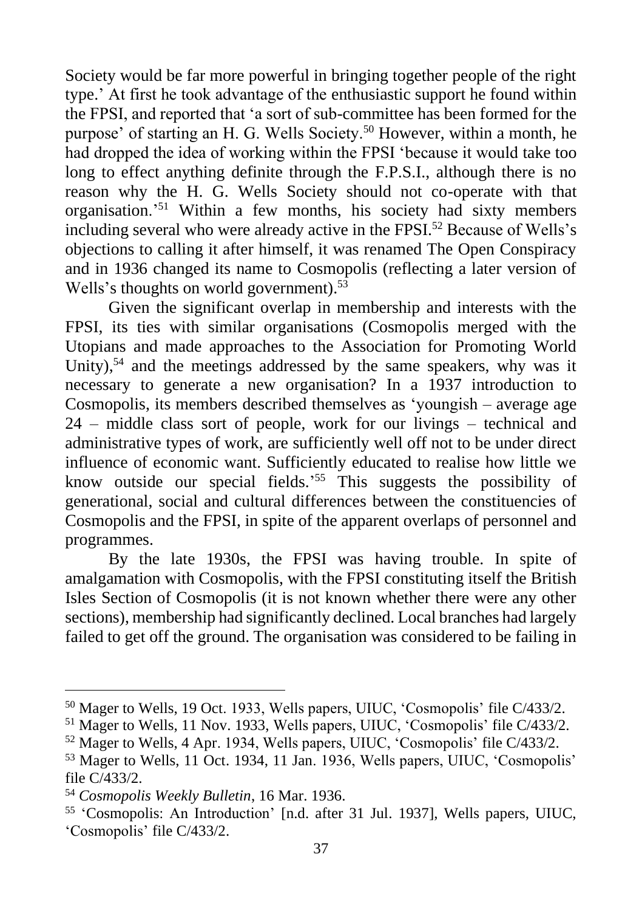Society would be far more powerful in bringing together people of the right type.' At first he took advantage of the enthusiastic support he found within the FPSI, and reported that 'a sort of sub-committee has been formed for the purpose' of starting an H. G. Wells Society.[50] However, within a month, he had dropped the idea of working within the FPSI 'because it would take too long to effect anything definite through the F.P.S.I., although there is no reason why the H. G. Wells Society should not co-operate with that organisation.'[51] Within a few months, his society had sixty members including several who were already active in the FPSI.[52] Because of Wells's objections to calling it after himself, it was renamed The Open Conspiracy and in 1936 changed its name to Cosmopolis (reflecting a later version of Wells's thoughts on world government).[53]

Given the significant overlap in membership and interests with the FPSI, its ties with similar organisations (Cosmopolis merged with the Utopians and made approaches to the Association for Promoting World Unity),[54] and the meetings addressed by the same speakers, why was it necessary to generate a new organisation? In a 1937 introduction to Cosmopolis, its members described themselves as 'youngish – average age 24 – middle class sort of people, work for our livings – technical and administrative types of work, are sufficiently well off not to be under direct influence of economic want. Sufficiently educated to realise how little we know outside our special fields.'[55] This suggests the possibility of generational, social and cultural differences between the constituencies of Cosmopolis and the FPSI, in spite of the apparent overlaps of personnel and programmes.

By the late 1930s, the FPSI was having trouble. In spite of amalgamation with Cosmopolis, with the FPSI constituting itself the British Isles Section of Cosmopolis (it is not known whether there were any other sections), membership had significantly declined. Local branches had largely failed to get off the ground. The organisation was considered to be failing in

---

[50] Mager to Wells, 19 Oct. 1933, Wells papers, UIUC, 'Cosmopolis' file C/433/2.

[51] Mager to Wells, 11 Nov. 1933, Wells papers, UIUC, 'Cosmopolis' file C/433/2.

[52] Mager to Wells, 4 Apr. 1934, Wells papers, UIUC, 'Cosmopolis' file C/433/2.

[53] Mager to Wells, 11 Oct. 1934, 11 Jan. 1936, Wells papers, UIUC, 'Cosmopolis' file C/433/2.

[54] *Cosmopolis Weekly Bulletin*, 16 Mar. 1936.

[55] 'Cosmopolis: An Introduction' [n.d. after 31 Jul. 1937], Wells papers, UIUC, 'Cosmopolis' file C/433/2.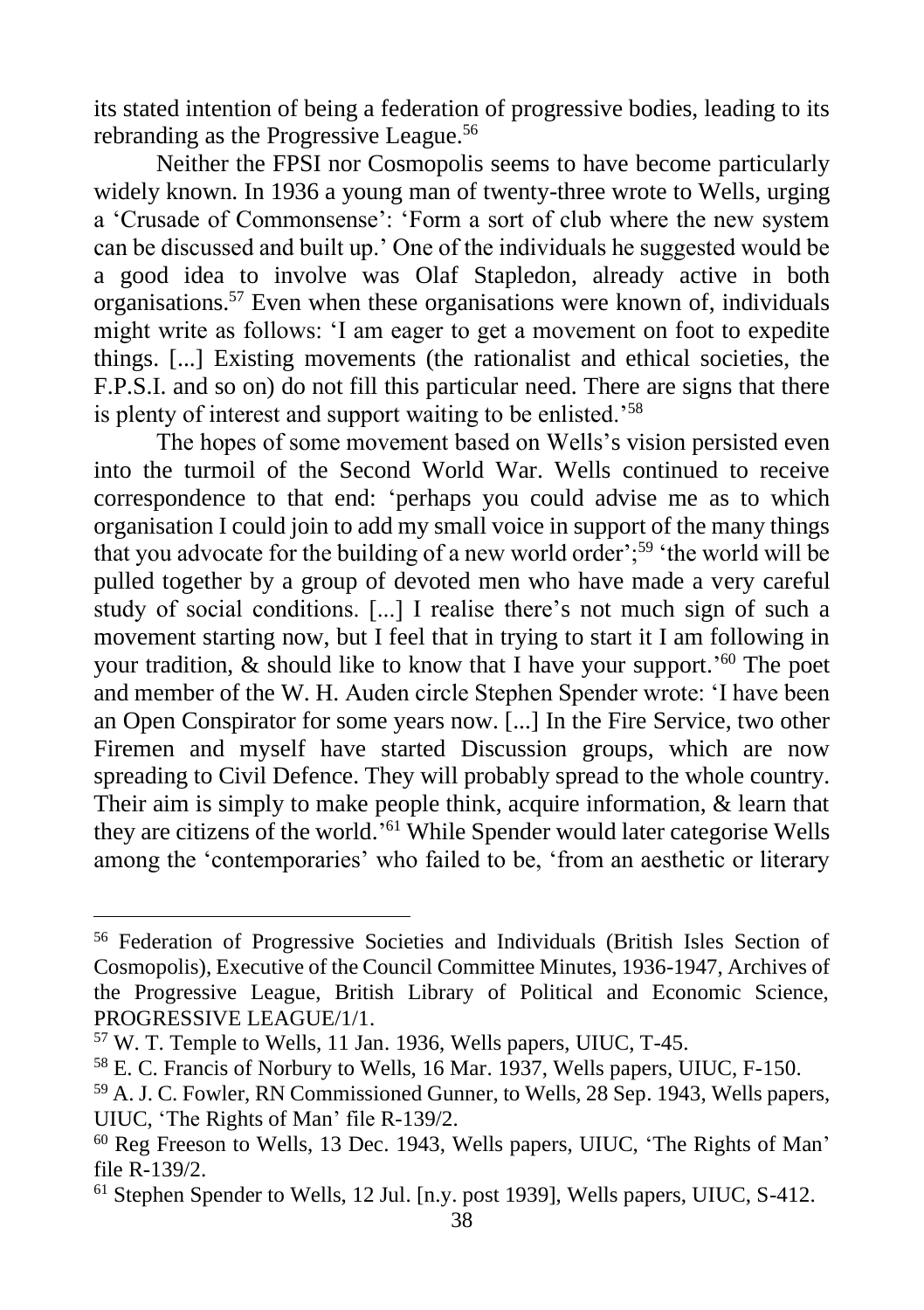its stated intention of being a federation of progressive bodies, leading to its rebranding as the Progressive League.[56]

Neither the FPSI nor Cosmopolis seems to have become particularly widely known. In 1936 a young man of twenty-three wrote to Wells, urging a 'Crusade of Commonsense': 'Form a sort of club where the new system can be discussed and built up.' One of the individuals he suggested would be a good idea to involve was Olaf Stapledon, already active in both organisations.[57] Even when these organisations were known of, individuals might write as follows: 'I am eager to get a movement on foot to expedite things. [...] Existing movements (the rationalist and ethical societies, the F.P.S.I. and so on) do not fill this particular need. There are signs that there is plenty of interest and support waiting to be enlisted.'[58]

The hopes of some movement based on Wells's vision persisted even into the turmoil of the Second World War. Wells continued to receive correspondence to that end: 'perhaps you could advise me as to which organisation I could join to add my small voice in support of the many things that you advocate for the building of a new world order';[59] 'the world will be pulled together by a group of devoted men who have made a very careful study of social conditions. [...] I realise there's not much sign of such a movement starting now, but I feel that in trying to start it I am following in your tradition, & should like to know that I have your support.'[60] The poet and member of the W. H. Auden circle Stephen Spender wrote: 'I have been an Open Conspirator for some years now. [...] In the Fire Service, two other Firemen and myself have started Discussion groups, which are now spreading to Civil Defence. They will probably spread to the whole country. Their aim is simply to make people think, acquire information, & learn that they are citizens of the world.'[61] While Spender would later categorise Wells among the 'contemporaries' who failed to be, 'from an aesthetic or literary

---

[56] Federation of Progressive Societies and Individuals (British Isles Section of Cosmopolis), Executive of the Council Committee Minutes, 1936-1947, Archives of the Progressive League, British Library of Political and Economic Science, PROGRESSIVE LEAGUE/1/1.

[57] W. T. Temple to Wells, 11 Jan. 1936, Wells papers, UIUC, T-45.

[58] E. C. Francis of Norbury to Wells, 16 Mar. 1937, Wells papers, UIUC, F-150.

[59] A. J. C. Fowler, RN Commissioned Gunner, to Wells, 28 Sep. 1943, Wells papers, UIUC, 'The Rights of Man' file R-139/2.

[60] Reg Freeson to Wells, 13 Dec. 1943, Wells papers, UIUC, 'The Rights of Man' file R-139/2.

[61] Stephen Spender to Wells, 12 Jul. [n.y. post 1939], Wells papers, UIUC, S-412.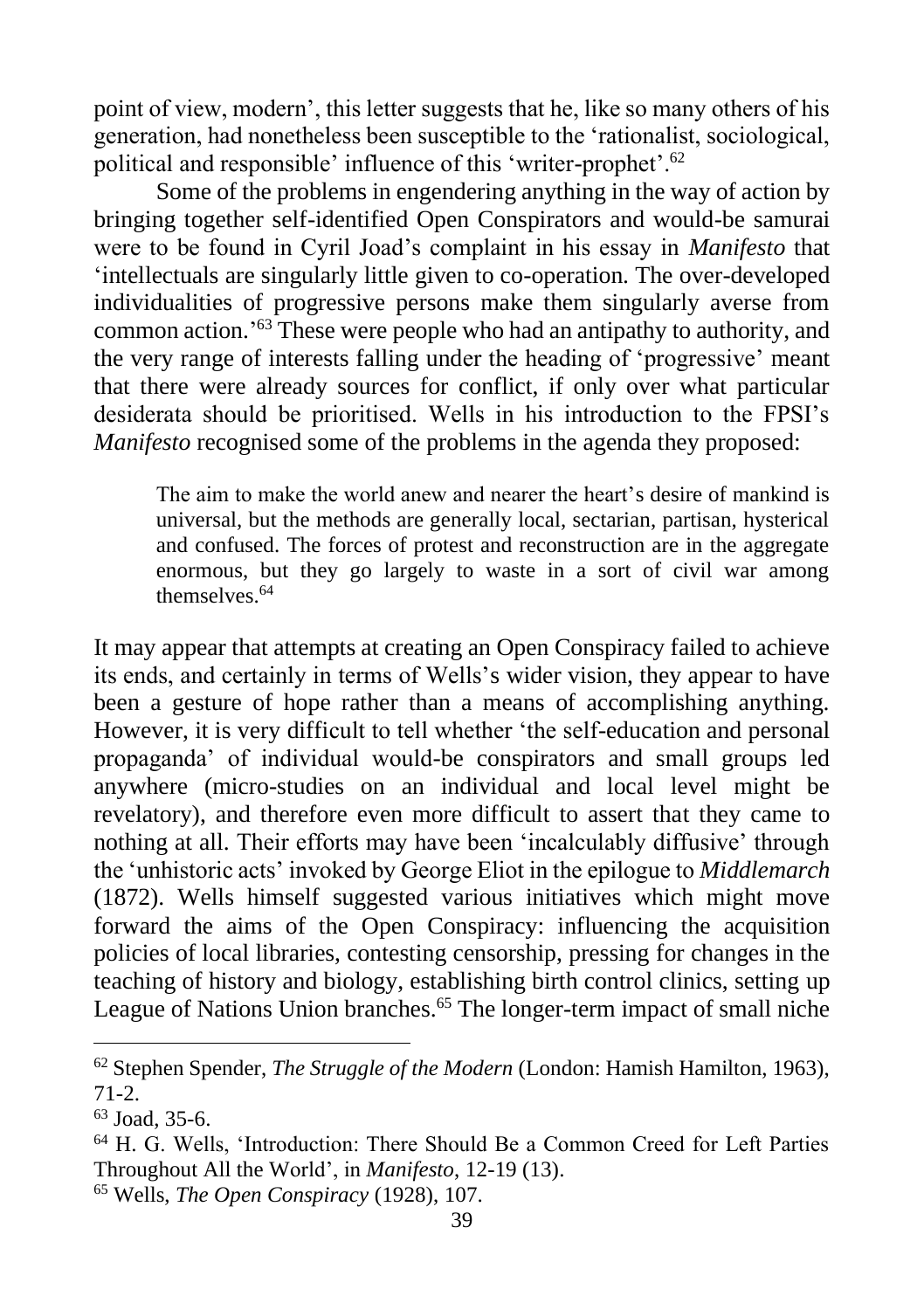point of view, modern', this letter suggests that he, like so many others of his generation, had nonetheless been susceptible to the 'rationalist, sociological, political and responsible' influence of this 'writer-prophet'.[62]

Some of the problems in engendering anything in the way of action by bringing together self-identified Open Conspirators and would-be samurai were to be found in Cyril Joad's complaint in his essay in *Manifesto* that 'intellectuals are singularly little given to co-operation. The over-developed individualities of progressive persons make them singularly averse from common action.'[63] These were people who had an antipathy to authority, and the very range of interests falling under the heading of 'progressive' meant that there were already sources for conflict, if only over what particular desiderata should be prioritised. Wells in his introduction to the FPSI's *Manifesto* recognised some of the problems in the agenda they proposed:

> The aim to make the world anew and nearer the heart's desire of mankind is universal, but the methods are generally local, sectarian, partisan, hysterical and confused. The forces of protest and reconstruction are in the aggregate enormous, but they go largely to waste in a sort of civil war among themselves.[64]

It may appear that attempts at creating an Open Conspiracy failed to achieve its ends, and certainly in terms of Wells's wider vision, they appear to have been a gesture of hope rather than a means of accomplishing anything. However, it is very difficult to tell whether 'the self-education and personal propaganda' of individual would-be conspirators and small groups led anywhere (micro-studies on an individual and local level might be revelatory), and therefore even more difficult to assert that they came to nothing at all. Their efforts may have been 'incalculably diffusive' through the 'unhistoric acts' invoked by George Eliot in the epilogue to *Middlemarch* (1872). Wells himself suggested various initiatives which might move forward the aims of the Open Conspiracy: influencing the acquisition policies of local libraries, contesting censorship, pressing for changes in the teaching of history and biology, establishing birth control clinics, setting up League of Nations Union branches.[65] The longer-term impact of small niche

---

[62] Stephen Spender, *The Struggle of the Modern* (London: Hamish Hamilton, 1963), 71-2.

[63] Joad, 35-6.

[64] H. G. Wells, 'Introduction: There Should Be a Common Creed for Left Parties Throughout All the World', in *Manifesto*, 12-19 (13).

[65] Wells, *The Open Conspiracy* (1928), 107.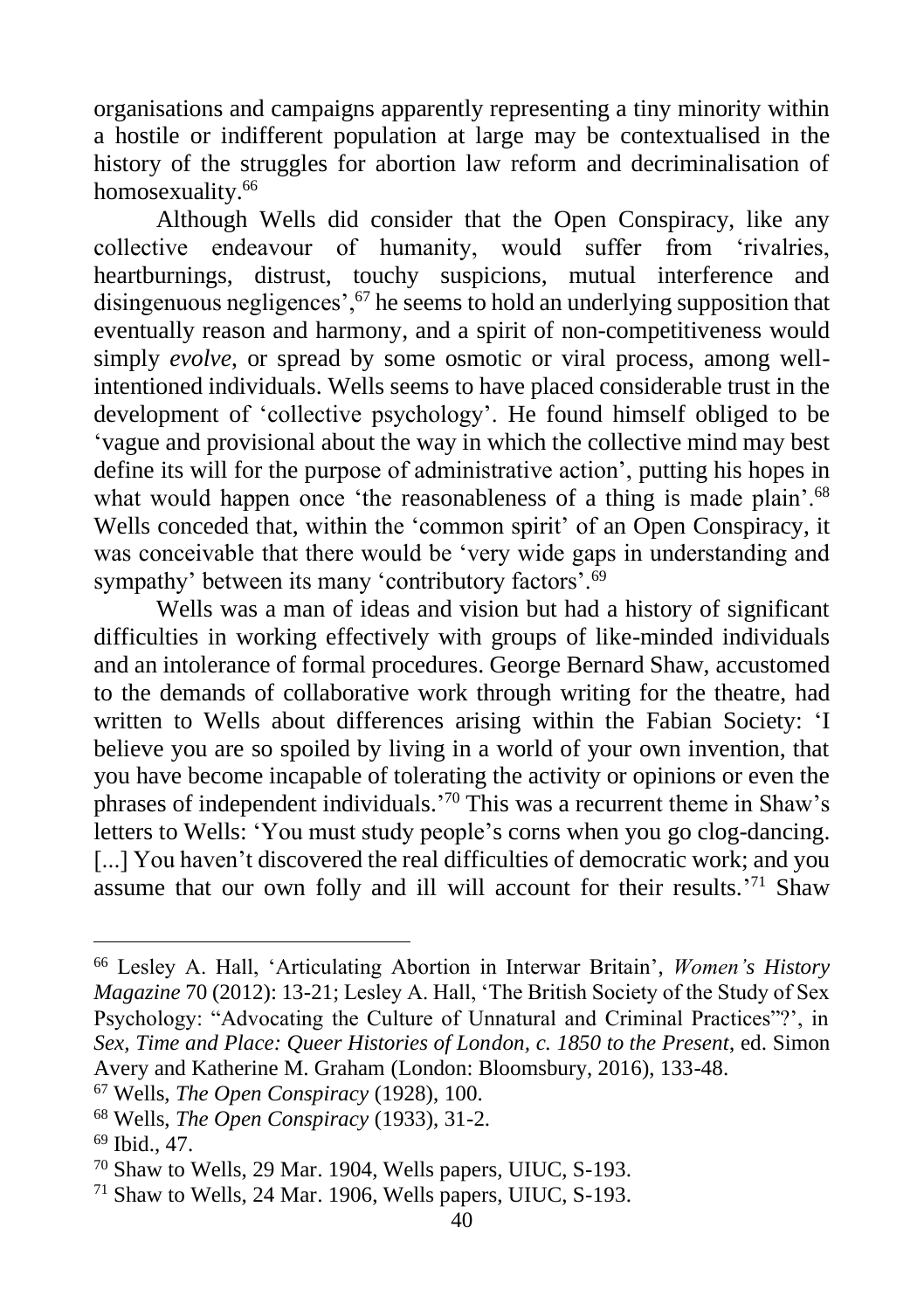organisations and campaigns apparently representing a tiny minority within a hostile or indifferent population at large may be contextualised in the history of the struggles for abortion law reform and decriminalisation of homosexuality.[66]

Although Wells did consider that the Open Conspiracy, like any collective endeavour of humanity, would suffer from 'rivalries, heartburnings, distrust, touchy suspicions, mutual interference and disingenuous negligences',[67] he seems to hold an underlying supposition that eventually reason and harmony, and a spirit of non-competitiveness would simply *evolve*, or spread by some osmotic or viral process, among well-intentioned individuals. Wells seems to have placed considerable trust in the development of 'collective psychology'. He found himself obliged to be 'vague and provisional about the way in which the collective mind may best define its will for the purpose of administrative action', putting his hopes in what would happen once 'the reasonableness of a thing is made plain'.[68] Wells conceded that, within the 'common spirit' of an Open Conspiracy, it was conceivable that there would be 'very wide gaps in understanding and sympathy' between its many 'contributory factors'.[69]

Wells was a man of ideas and vision but had a history of significant difficulties in working effectively with groups of like-minded individuals and an intolerance of formal procedures. George Bernard Shaw, accustomed to the demands of collaborative work through writing for the theatre, had written to Wells about differences arising within the Fabian Society: 'I believe you are so spoiled by living in a world of your own invention, that you have become incapable of tolerating the activity or opinions or even the phrases of independent individuals.'[70] This was a recurrent theme in Shaw's letters to Wells: 'You must study people's corns when you go clog-dancing. [...] You haven't discovered the real difficulties of democratic work; and you assume that our own folly and ill will account for their results.'[71] Shaw

---

[66] Lesley A. Hall, 'Articulating Abortion in Interwar Britain', *Women's History Magazine* 70 (2012): 13-21; Lesley A. Hall, 'The British Society of the Study of Sex Psychology: "Advocating the Culture of Unnatural and Criminal Practices"?', in *Sex, Time and Place: Queer Histories of London, c. 1850 to the Present*, ed. Simon Avery and Katherine M. Graham (London: Bloomsbury, 2016), 133-48.

[67] Wells, *The Open Conspiracy* (1928), 100.

[68] Wells, *The Open Conspiracy* (1933), 31-2.

[69] Ibid., 47.

[70] Shaw to Wells, 29 Mar. 1904, Wells papers, UIUC, S-193.

[71] Shaw to Wells, 24 Mar. 1906, Wells papers, UIUC, S-193.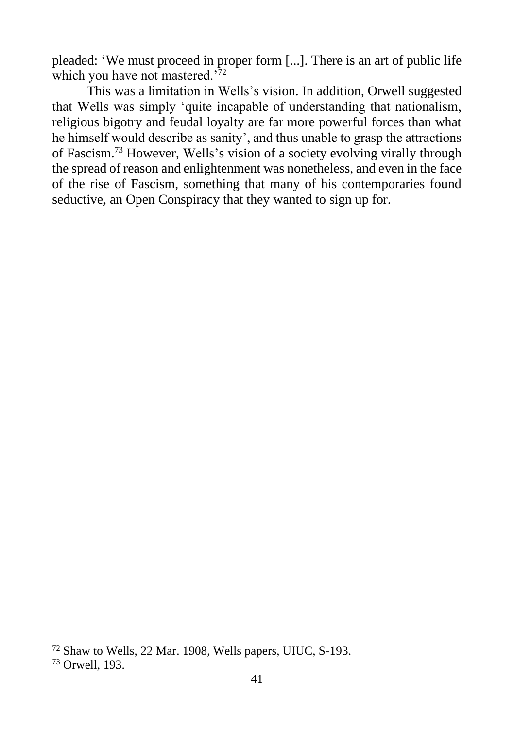pleaded: 'We must proceed in proper form [...]. There is an art of public life which you have not mastered.'[72]

This was a limitation in Wells's vision. In addition, Orwell suggested that Wells was simply 'quite incapable of understanding that nationalism, religious bigotry and feudal loyalty are far more powerful forces than what he himself would describe as sanity', and thus unable to grasp the attractions of Fascism.[73] However, Wells's vision of a society evolving virally through the spread of reason and enlightenment was nonetheless, and even in the face of the rise of Fascism, something that many of his contemporaries found seductive, an Open Conspiracy that they wanted to sign up for.

---

[72] Shaw to Wells, 22 Mar. 1908, Wells papers, UIUC, S-193.

[73] Orwell, 193.